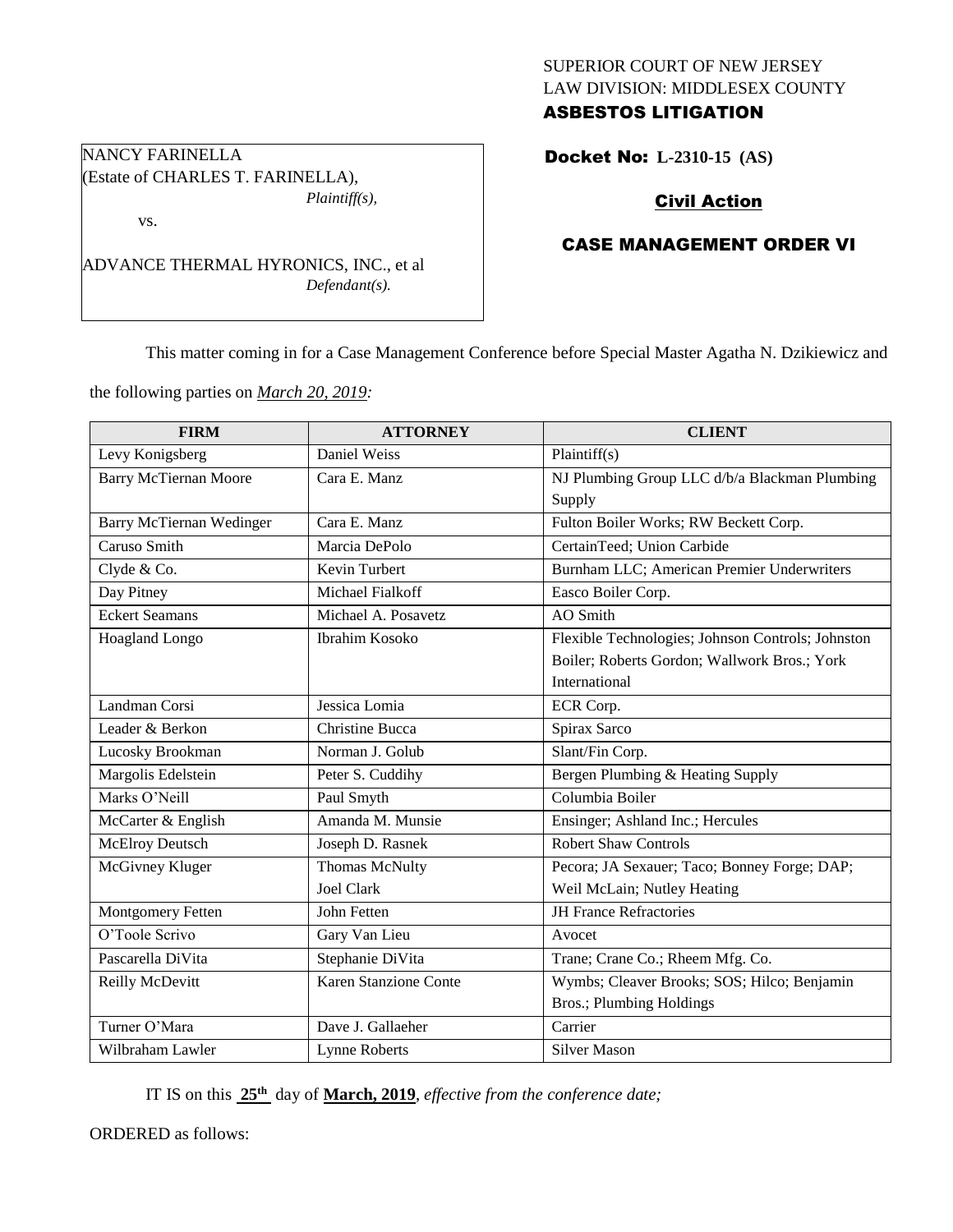SUPERIOR COURT OF NEW JERSEY
LAW DIVISION: MIDDLESEX COUNTY
**ASBESTOS LITIGATION**

NANCY FARINELLA
(Estate of CHARLES T. FARINELLA),
*Plaintiff(s),*

vs.

ADVANCE THERMAL HYRONICS, INC., et al
*Defendant(s).*

**Docket No: L-2310-15 (AS)**

**Civil Action**

**CASE MANAGEMENT ORDER VI**

This matter coming in for a Case Management Conference before Special Master Agatha N. Dzikiewicz and the following parties on ***March 20, 2019***:

| FIRM | ATTORNEY | CLIENT |
|---|---|---|
| Levy Konigsberg | Daniel Weiss | Plaintiff(s) |
| Barry McTiernan Moore | Cara E. Manz | NJ Plumbing Group LLC d/b/a Blackman Plumbing Supply |
| Barry McTiernan Wedinger | Cara E. Manz | Fulton Boiler Works; RW Beckett Corp. |
| Caruso Smith | Marcia DePolo | CertainTeed; Union Carbide |
| Clyde & Co. | Kevin Turbert | Burnham LLC; American Premier Underwriters |
| Day Pitney | Michael Fialkoff | Easco Boiler Corp. |
| Eckert Seamans | Michael A. Posavetz | AO Smith |
| Hoagland Longo | Ibrahim Kosoko | Flexible Technologies; Johnson Controls; Johnston Boiler; Roberts Gordon; Wallwork Bros.; York International |
| Landman Corsi | Jessica Lomia | ECR Corp. |
| Leader & Berkon | Christine Bucca | Spirax Sarco |
| Lucosky Brookman | Norman J. Golub | Slant/Fin Corp. |
| Margolis Edelstein | Peter S. Cuddihy | Bergen Plumbing & Heating Supply |
| Marks O'Neill | Paul Smyth | Columbia Boiler |
| McCarter & English | Amanda M. Munsie | Ensinger; Ashland Inc.; Hercules |
| McElroy Deutsch | Joseph D. Rasnek | Robert Shaw Controls |
| McGivney Kluger | Thomas McNulty<br>Joel Clark | Pecora; JA Sexauer; Taco; Bonney Forge; DAP; Weil McLain; Nutley Heating |
| Montgomery Fetten | John Fetten | JH France Refractories |
| O'Toole Scrivo | Gary Van Lieu | Avocet |
| Pascarella DiVita | Stephanie DiVita | Trane; Crane Co.; Rheem Mfg. Co. |
| Reilly McDevitt | Karen Stanzione Conte | Wymbs; Cleaver Brooks; SOS; Hilco; Benjamin Bros.; Plumbing Holdings |
| Turner O'Mara | Dave J. Gallaeher | Carrier |
| Wilbraham Lawler | Lynne Roberts | Silver Mason |

IT IS on this **25th** day of **March, 2019**, *effective from the conference date;*

ORDERED as follows: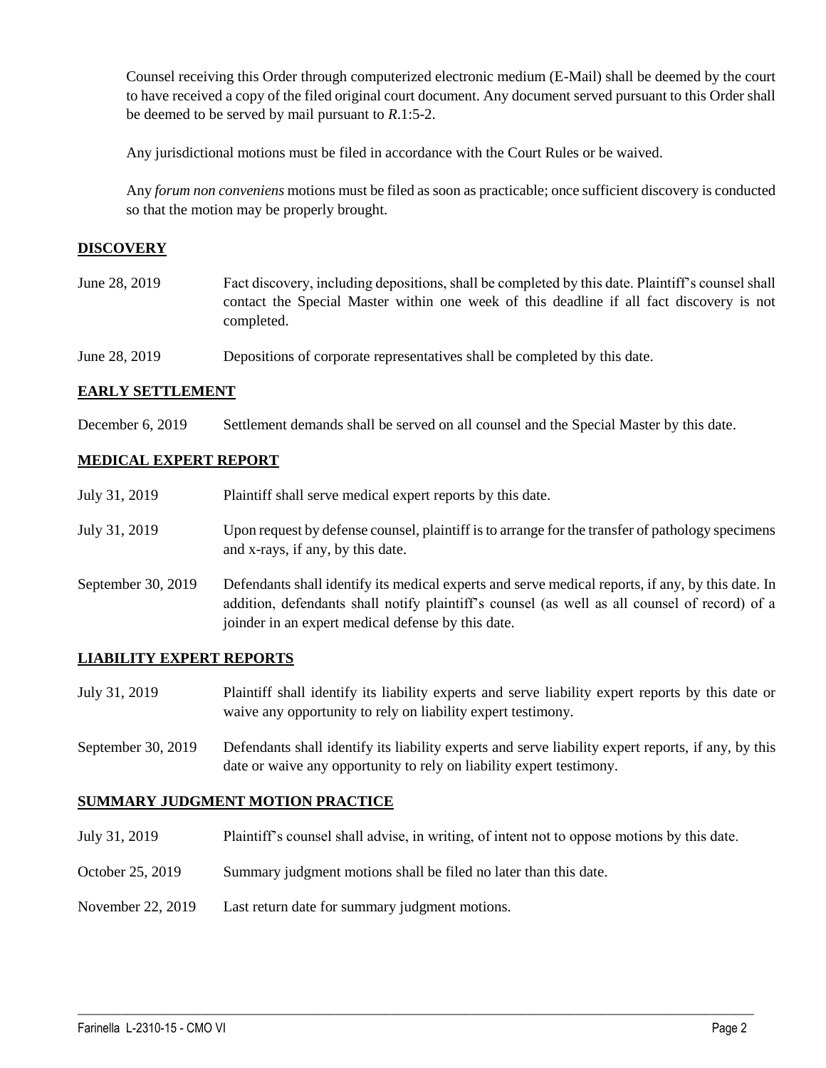Counsel receiving this Order through computerized electronic medium (E-Mail) shall be deemed by the court to have received a copy of the filed original court document. Any document served pursuant to this Order shall be deemed to be served by mail pursuant to *R*.1:5-2.

Any jurisdictional motions must be filed in accordance with the Court Rules or be waived.

Any *forum non conveniens* motions must be filed as soon as practicable; once sufficient discovery is conducted so that the motion may be properly brought.

## **DISCOVERY**

| | |
|---|---|
| June 28, 2019 | Fact discovery, including depositions, shall be completed by this date. Plaintiff's counsel shall contact the Special Master within one week of this deadline if all fact discovery is not completed. |
| June 28, 2019 | Depositions of corporate representatives shall be completed by this date. |

## **EARLY SETTLEMENT**

| | |
|---|---|
| December 6, 2019 | Settlement demands shall be served on all counsel and the Special Master by this date. |

## **MEDICAL EXPERT REPORT**

| | |
|---|---|
| July 31, 2019 | Plaintiff shall serve medical expert reports by this date. |
| July 31, 2019 | Upon request by defense counsel, plaintiff is to arrange for the transfer of pathology specimens and x-rays, if any, by this date. |
| September 30, 2019 | Defendants shall identify its medical experts and serve medical reports, if any, by this date. In addition, defendants shall notify plaintiff's counsel (as well as all counsel of record) of a joinder in an expert medical defense by this date. |

## **LIABILITY EXPERT REPORTS**

| | |
|---|---|
| July 31, 2019 | Plaintiff shall identify its liability experts and serve liability expert reports by this date or waive any opportunity to rely on liability expert testimony. |
| September 30, 2019 | Defendants shall identify its liability experts and serve liability expert reports, if any, by this date or waive any opportunity to rely on liability expert testimony. |

## **SUMMARY JUDGMENT MOTION PRACTICE**

| | |
|---|---|
| July 31, 2019 | Plaintiff's counsel shall advise, in writing, of intent not to oppose motions by this date. |
| October 25, 2019 | Summary judgment motions shall be filed no later than this date. |
| November 22, 2019 | Last return date for summary judgment motions. |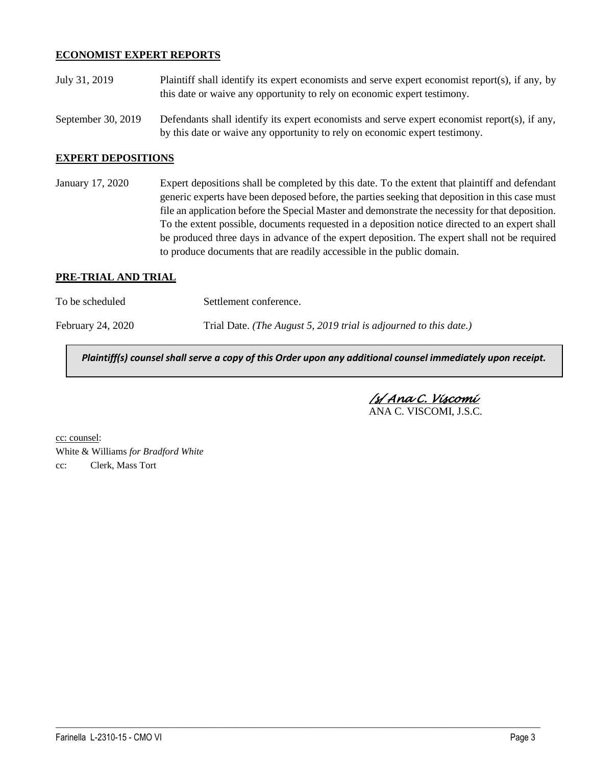**ECONOMIST EXPERT REPORTS**

| | |
|---|---|
| July 31, 2019 | Plaintiff shall identify its expert economists and serve expert economist report(s), if any, by this date or waive any opportunity to rely on economic expert testimony. |
| September 30, 2019 | Defendants shall identify its expert economists and serve expert economist report(s), if any, by this date or waive any opportunity to rely on economic expert testimony. |

**EXPERT DEPOSITIONS**

| | |
|---|---|
| January 17, 2020 | Expert depositions shall be completed by this date. To the extent that plaintiff and defendant generic experts have been deposed before, the parties seeking that deposition in this case must file an application before the Special Master and demonstrate the necessity for that deposition. To the extent possible, documents requested in a deposition notice directed to an expert shall be produced three days in advance of the expert deposition. The expert shall not be required to produce documents that are readily accessible in the public domain. |

**PRE-TRIAL AND TRIAL**

| | |
|---|---|
| To be scheduled | Settlement conference. |
| February 24, 2020 | Trial Date. *(The August 5, 2019 trial is adjourned to this date.)* |

***Plaintiff(s) counsel shall serve a copy of this Order upon any additional counsel immediately upon receipt.***

/s/ Ana C. Viscomi
ANA C. VISCOMI, J.S.C.

cc: counsel:
White & Williams *for Bradford White*
cc: Clerk, Mass Tort